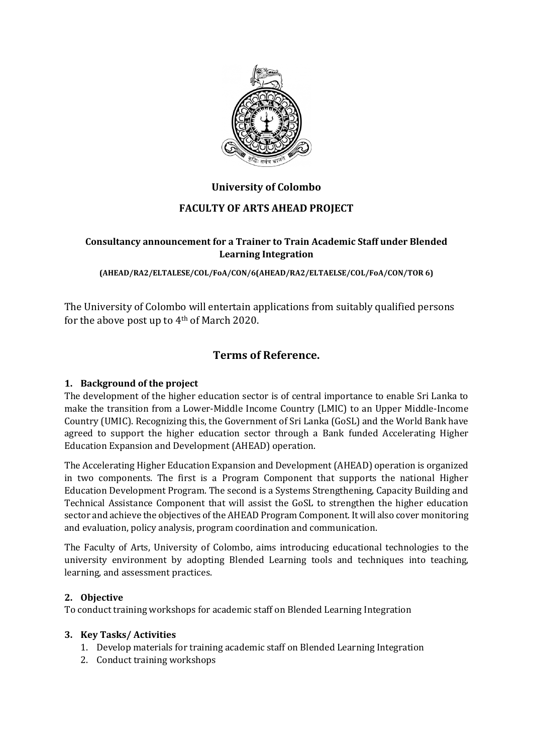**University of Colombo**

**FACULTY OF ARTS AHEAD PROJECT**

**Consultancy announcement for a Trainer to Train Academic Staff under Blended Learning Integration**

**(AHEAD/RA2/ELTALESE/COL/FoA/CON/6(AHEAD/RA2/ELTAELSE/COL/FoA/CON/TOR 6)**

The University of Colombo will entertain applications from suitably qualified persons for the above post up to 4th of March 2020.

## Terms of Reference.

### 1. Background of the project

The development of the higher education sector is of central importance to enable Sri Lanka to make the transition from a Lower-Middle Income Country (LMIC) to an Upper Middle-Income Country (UMIC). Recognizing this, the Government of Sri Lanka (GoSL) and the World Bank have agreed to support the higher education sector through a Bank funded Accelerating Higher Education Expansion and Development (AHEAD) operation.

The Accelerating Higher Education Expansion and Development (AHEAD) operation is organized in two components. The first is a Program Component that supports the national Higher Education Development Program. The second is a Systems Strengthening, Capacity Building and Technical Assistance Component that will assist the GoSL to strengthen the higher education sector and achieve the objectives of the AHEAD Program Component. It will also cover monitoring and evaluation, policy analysis, program coordination and communication.

The Faculty of Arts, University of Colombo, aims introducing educational technologies to the university environment by adopting Blended Learning tools and techniques into teaching, learning, and assessment practices.

### 2. Objective

To conduct training workshops for academic staff on Blended Learning Integration

### 3. Key Tasks/ Activities

1. Develop materials for training academic staff on Blended Learning Integration
2. Conduct training workshops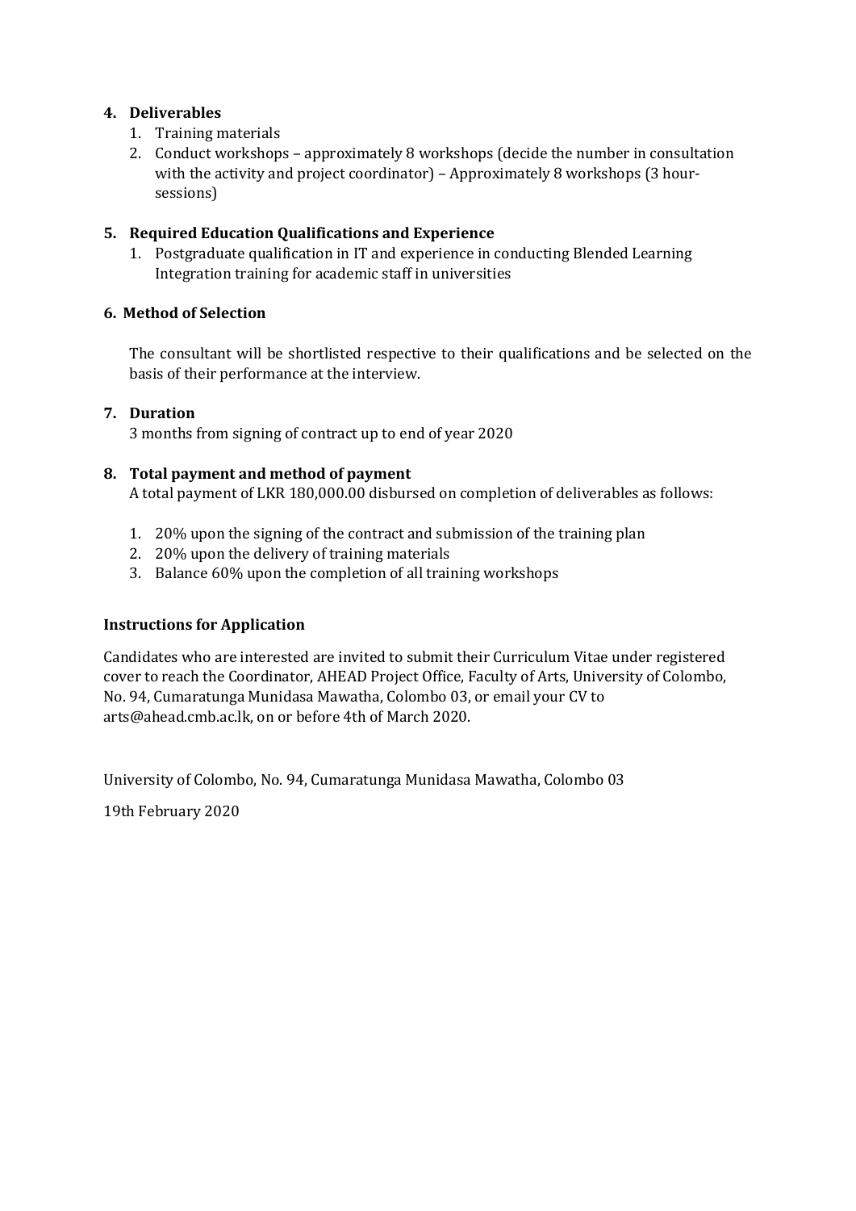## 4. Deliverables

1. Training materials
2. Conduct workshops – approximately 8 workshops (decide the number in consultation with the activity and project coordinator) – Approximately 8 workshops (3 hour-sessions)

## 5. Required Education Qualifications and Experience

1. Postgraduate qualification in IT and experience in conducting Blended Learning Integration training for academic staff in universities

## 6. Method of Selection

The consultant will be shortlisted respective to their qualifications and be selected on the basis of their performance at the interview.

## 7. Duration

3 months from signing of contract up to end of year 2020

## 8. Total payment and method of payment

A total payment of LKR 180,000.00 disbursed on completion of deliverables as follows:

1. 20% upon the signing of the contract and submission of the training plan
2. 20% upon the delivery of training materials
3. Balance 60% upon the completion of all training workshops

## Instructions for Application

Candidates who are interested are invited to submit their Curriculum Vitae under registered cover to reach the Coordinator, AHEAD Project Office, Faculty of Arts, University of Colombo, No. 94, Cumaratunga Munidasa Mawatha, Colombo 03, or email your CV to arts@ahead.cmb.ac.lk, on or before 4th of March 2020.

University of Colombo, No. 94, Cumaratunga Munidasa Mawatha, Colombo 03

19th February 2020